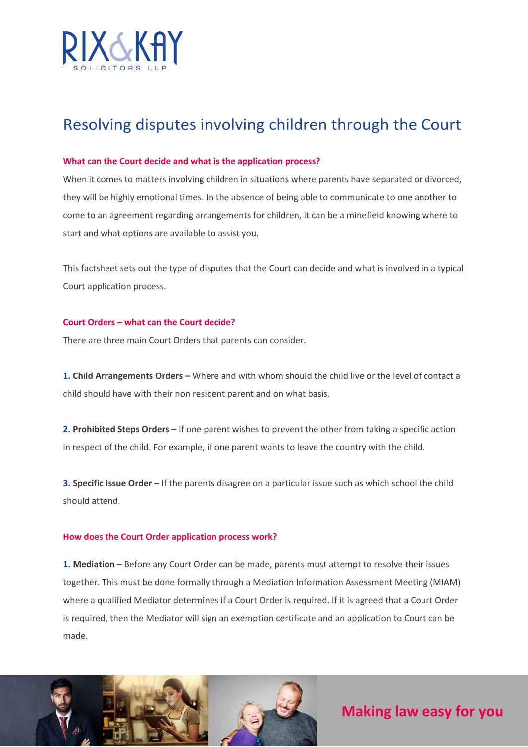# Resolving disputes involving children through the Court

### What can the Court decide and what is the application process?

When it comes to matters involving children in situations where parents have separated or divorced, they will be highly emotional times. In the absence of being able to communicate to one another to come to an agreement regarding arrangements for children, it can be a minefield knowing where to start and what options are available to assist you.

This factsheet sets out the type of disputes that the Court can decide and what is involved in a typical Court application process.

### Court Orders – what can the Court decide?

There are three main Court Orders that parents can consider.

**1. Child Arrangements Orders –** Where and with whom should the child live or the level of contact a child should have with their non resident parent and on what basis.

**2. Prohibited Steps Orders –** If one parent wishes to prevent the other from taking a specific action in respect of the child. For example, if one parent wants to leave the country with the child.

**3. Specific Issue Order** – If the parents disagree on a particular issue such as which school the child should attend.

### How does the Court Order application process work?

**1. Mediation –** Before any Court Order can be made, parents must attempt to resolve their issues together. This must be done formally through a Mediation Information Assessment Meeting (MIAM) where a qualified Mediator determines if a Court Order is required. If it is agreed that a Court Order is required, then the Mediator will sign an exemption certificate and an application to Court can be made.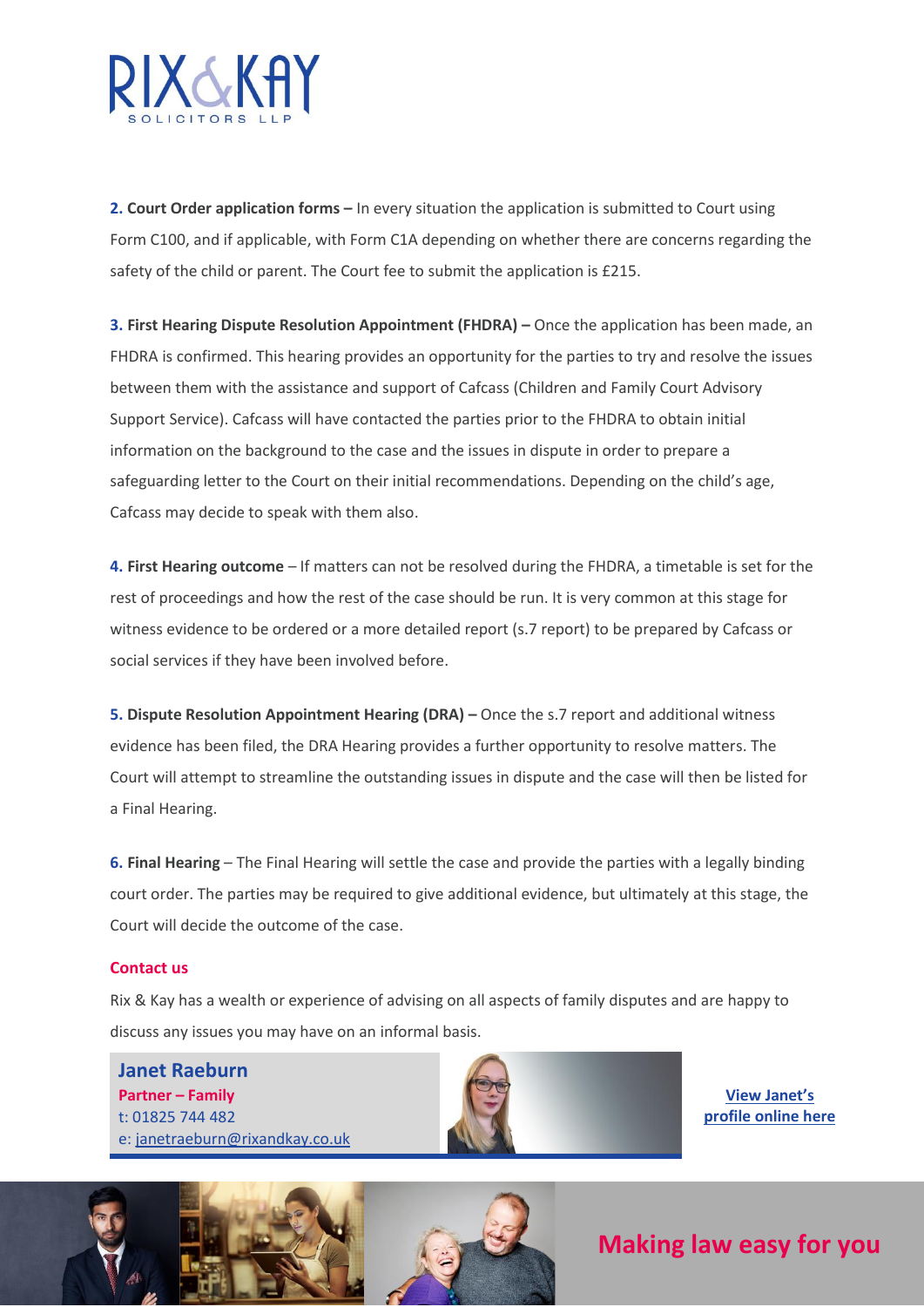**2. Court Order application forms –** In every situation the application is submitted to Court using Form C100, and if applicable, with Form C1A depending on whether there are concerns regarding the safety of the child or parent. The Court fee to submit the application is £215.

**3. First Hearing Dispute Resolution Appointment (FHDRA) –** Once the application has been made, an FHDRA is confirmed. This hearing provides an opportunity for the parties to try and resolve the issues between them with the assistance and support of Cafcass (Children and Family Court Advisory Support Service). Cafcass will have contacted the parties prior to the FHDRA to obtain initial information on the background to the case and the issues in dispute in order to prepare a safeguarding letter to the Court on their initial recommendations. Depending on the child's age, Cafcass may decide to speak with them also.

**4. First Hearing outcome** – If matters can not be resolved during the FHDRA, a timetable is set for the rest of proceedings and how the rest of the case should be run. It is very common at this stage for witness evidence to be ordered or a more detailed report (s.7 report) to be prepared by Cafcass or social services if they have been involved before.

**5. Dispute Resolution Appointment Hearing (DRA) –** Once the s.7 report and additional witness evidence has been filed, the DRA Hearing provides a further opportunity to resolve matters. The Court will attempt to streamline the outstanding issues in dispute and the case will then be listed for a Final Hearing.

**6. Final Hearing** – The Final Hearing will settle the case and provide the parties with a legally binding court order. The parties may be required to give additional evidence, but ultimately at this stage, the Court will decide the outcome of the case.

## Contact us

Rix & Kay has a wealth or experience of advising on all aspects of family disputes and are happy to discuss any issues you may have on an informal basis.

**Janet Raeburn**
**Partner – Family**
t: 01825 744 482
e: janetraeburn@rixandkay.co.uk

View Janet's profile online here

**Making law easy for you**